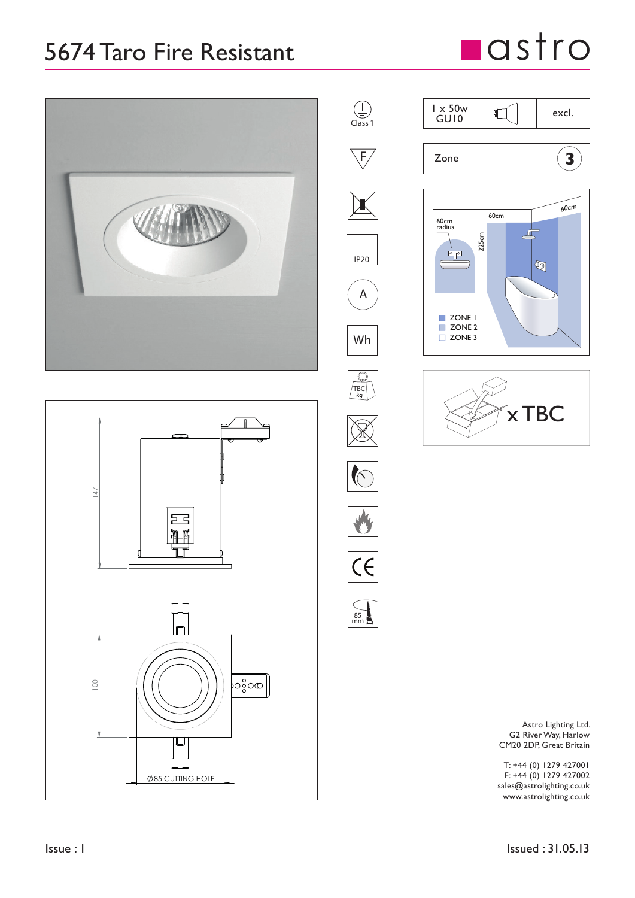# 5674 Taro Fire Resistant

astro

Class 1

F

IP20

A

Wh

TBC kg

85 mm

| 1 x 50w GU10 | | excl. |
|---|---|---|

Zone 3

60cm radius

60cm

225cm

60cm

ZONE 1
ZONE 2
ZONE 3

x TBC

147

100

∅85 CUTTING HOLE

Astro Lighting Ltd.
G2 River Way, Harlow
CM20 2DP, Great Britain

T: +44 (0) 1279 427001
F: +44 (0) 1279 427002
sales@astrolighting.co.uk
www.astrolighting.co.uk

Issue : 1

Issued : 31.05.13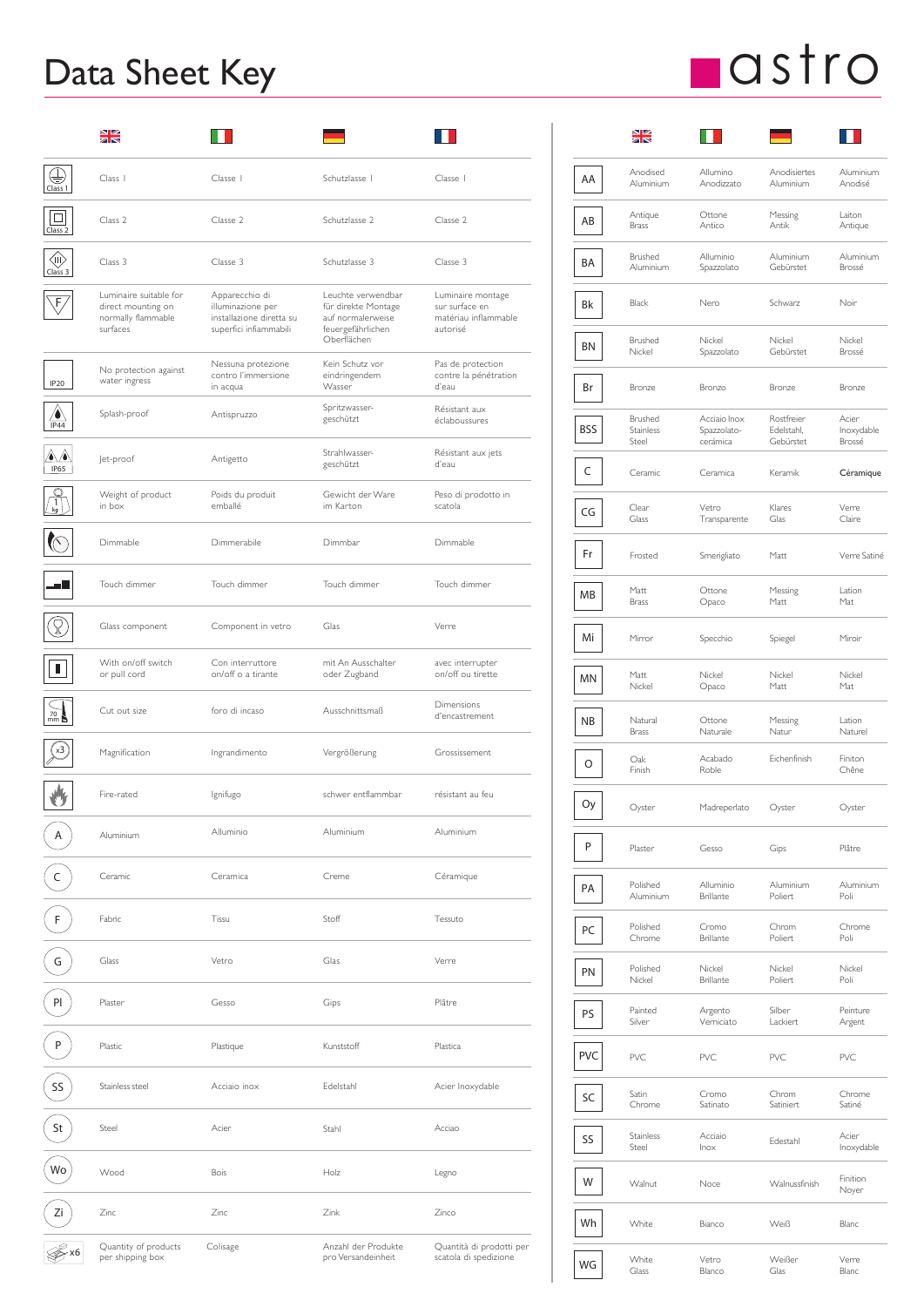# Data Sheet Key

astro

| | UK | IT | DE | FR |
|---|---|---|---|---|
| Class 1 | Class I | Classe I | Schutzlasse I | Classe I |
| Class 2 | Class 2 | Classe 2 | Schutzlasse 2 | Classe 2 |
| Class 3 | Class 3 | Classe 3 | Schutzlasse 3 | Classe 3 |
| F | Luminaire suitable for direct mounting on normally flammable surfaces | Apparecchio di illuminazione per installazione diretta su superfici infiammabili | Leuchte verwendbar für direkte Montage auf normalerweise feuergefährlichen Oberflächen | Luminaire montage sur surface en matériau inflammable autorisé |
| IP20 | No protection against water ingress | Nessuna protezione contro l'immersione in acqua | Kein Schutz vor eindringendem Wasser | Pas de protection contre la pénétration d'eau |
| IP44 | Splash-proof | Antispruzzo | Spritzwasser-geschützt | Résistant aux éclaboussures |
| IP65 | Jet-proof | Antigetto | Strahlwasser-geschützt | Résistant aux jets d'eau |
| kg | Weight of product in box | Poids du produit emballé | Gewicht der Ware im Karton | Peso di prodotto in scatola |
| | Dimmable | Dimmerabile | Dimmbar | Dimmable |
| | Touch dimmer | Touch dimmer | Touch dimmer | Touch dimmer |
| | Glass component | Component in vetro | Glas | Verre |
| | With on/off switch or pull cord | Con interruttore on/off o a tirante | mit An Ausschalter oder Zugband | avec interrupter on/off ou tirette |
| 70 mm | Cut out size | foro di incaso | Ausschnittsmaß | Dimensions d'encastrement |
| x3 | Magnification | Ingrandimento | Vergrößerung | Grossissement |
| | Fire-rated | Ignifugo | schwer entflammbar | résistant au feu |
| A | Aluminium | Alluminio | Aluminium | Aluminium |
| C | Ceramic | Ceramica | Creme | Céramique |
| F | Fabric | Tissu | Stoff | Tessuto |
| G | Glass | Vetro | Glas | Verre |
| Pl | Plaster | Gesso | Gips | Plâtre |
| P | Plastic | Plastique | Kunststoff | Plastica |
| SS | Stainless steel | Acciaio inox | Edelstahl | Acier Inoxydable |
| St | Steel | Acier | Stahl | Acciao |
| Wo | Wood | Bois | Holz | Legno |
| Zi | Zinc | Zinc | Zink | Zinco |
| x6 | Quantity of products per shipping box | Colisage | Anzahl der Produkte pro Versandeinheit | Quantità di prodotti per scatola di spedizione |

| | UK | IT | DE | FR |
|---|---|---|---|---|
| AA | Anodised Aluminium | Allumino Anodizzato | Anodisiertes Aluminium | Aluminium Anodisé |
| AB | Antique Brass | Ottone Antico | Messing Antik | Laiton Antique |
| BA | Brushed Aluminium | Alluminio Spazzolato | Aluminium Gebürstet | Aluminium Brossé |
| Bk | Black | Nero | Schwarz | Noir |
| BN | Brushed Nickel | Nickel Spazzolato | Nickel Gebürstet | Nickel Brossé |
| Br | Bronze | Bronzo | Bronze | Bronze |
| BSS | Brushed Stainless Steel | Acciaio Inox Spazzolato-ceramica | Rostfreier Edelstahl, Gebürstet | Acier Inoxydable Brossé |
| C | Ceramic | Ceramica | Keramik | Céramique |
| CG | Clear Glass | Vetro Trasparente | Klares Glas | Verre Claire |
| Fr | Frosted | Smerigliato | Matt | Verre Satiné |
| MB | Matt Brass | Ottone Opaco | Messing Matt | Lation Mat |
| Mi | Mirror | Specchio | Spiegel | Miroir |
| MN | Matt Nickel | Nickel Opaco | Nickel Matt | Nickel Mat |
| NB | Natural Brass | Ottone Naturale | Messing Natur | Lation Naturel |
| O | Oak Finish | Acabado Roble | Eichenfinish | Finiton Chêne |
| Oy | Oyster | Madreperlato | Oyster | Oyster |
| P | Plaster | Gesso | Gips | Plâtre |
| PA | Polished Aluminium | Alluminio Brillante | Aluminium Poliert | Aluminium Poli |
| PC | Polished Chrome | Cromo Brillante | Chrom Poliert | Chrome Poli |
| PN | Polished Nickel | Nickel Brillante | Nickel Poliert | Nickel Poli |
| PS | Painted Silver | Argento Verniciato | Silber Lackiert | Peinture Argent |
| PVC | PVC | PVC | PVC | PVC |
| SC | Satin Chrome | Cromo Satinato | Chrom Satiniert | Chrome Satiné |
| SS | Stainless Steel | Acciaio Inox | Edestahl | Acier Inoxydable |
| W | Walnut | Noce | Walnussfinish | Finition Noyer |
| Wh | White | Bianco | Weiß | Blanc |
| WG | White Glass | Vetro Blanco | Weißer Glas | Verre Blanc |